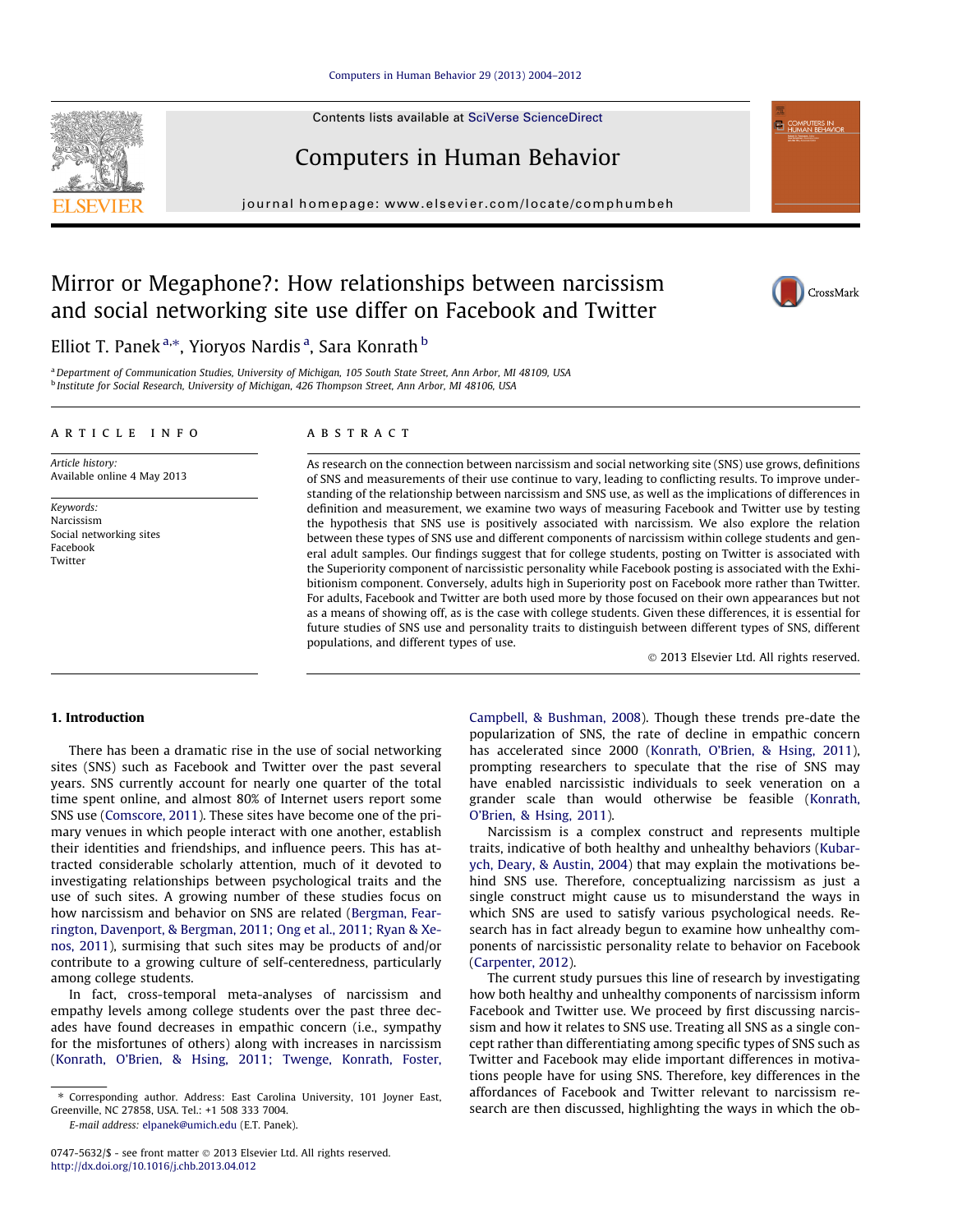# Mirror or Megaphone?: How relationships between narcissism and social networking site use differ on Facebook and Twitter

Elliot T. Panek [a,*], Yioryos Nardis [a], Sara Konrath [b]

[a] Department of Communication Studies, University of Michigan, 105 South State Street, Ann Arbor, MI 48109, USA
[b] Institute for Social Research, University of Michigan, 426 Thompson Street, Ann Arbor, MI 48106, USA

## ARTICLE INFO

*Article history:*
Available online 4 May 2013

*Keywords:*
Narcissism
Social networking sites
Facebook
Twitter

## ABSTRACT

As research on the connection between narcissism and social networking site (SNS) use grows, definitions of SNS and measurements of their use continue to vary, leading to conflicting results. To improve understanding of the relationship between narcissism and SNS use, as well as the implications of differences in definition and measurement, we examine two ways of measuring Facebook and Twitter use by testing the hypothesis that SNS use is positively associated with narcissism. We also explore the relation between these types of SNS use and different components of narcissism within college students and general adult samples. Our findings suggest that for college students, posting on Twitter is associated with the Superiority component of narcissistic personality while Facebook posting is associated with the Exhibitionism component. Conversely, adults high in Superiority post on Facebook more rather than Twitter. For adults, Facebook and Twitter are both used more by those focused on their own appearances but not as a means of showing off, as is the case with college students. Given these differences, it is essential for future studies of SNS use and personality traits to distinguish between different types of SNS, different populations, and different types of use.

© 2013 Elsevier Ltd. All rights reserved.

## 1. Introduction

There has been a dramatic rise in the use of social networking sites (SNS) such as Facebook and Twitter over the past several years. SNS currently account for nearly one quarter of the total time spent online, and almost 80% of Internet users report some SNS use (Comscore, 2011). These sites have become one of the primary venues in which people interact with one another, establish their identities and friendships, and influence peers. This has attracted considerable scholarly attention, much of it devoted to investigating relationships between psychological traits and the use of such sites. A growing number of these studies focus on how narcissism and behavior on SNS are related (Bergman, Fearrington, Davenport, & Bergman, 2011; Ong et al., 2011; Ryan & Xenos, 2011), surmising that such sites may be products of and/or contribute to a growing culture of self-centeredness, particularly among college students.

In fact, cross-temporal meta-analyses of narcissism and empathy levels among college students over the past three decades have found decreases in empathic concern (i.e., sympathy for the misfortunes of others) along with increases in narcissism (Konrath, O'Brien, & Hsing, 2011; Twenge, Konrath, Foster, Campbell, & Bushman, 2008). Though these trends pre-date the popularization of SNS, the rate of decline in empathic concern has accelerated since 2000 (Konrath, O'Brien, & Hsing, 2011), prompting researchers to speculate that the rise of SNS may have enabled narcissistic individuals to seek veneration on a grander scale than would otherwise be feasible (Konrath, O'Brien, & Hsing, 2011).

Narcissism is a complex construct and represents multiple traits, indicative of both healthy and unhealthy behaviors (Kubarych, Deary, & Austin, 2004) that may explain the motivations behind SNS use. Therefore, conceptualizing narcissism as just a single construct might cause us to misunderstand the ways in which SNS are used to satisfy various psychological needs. Research has in fact already begun to examine how unhealthy components of narcissistic personality relate to behavior on Facebook (Carpenter, 2012).

The current study pursues this line of research by investigating how both healthy and unhealthy components of narcissism inform Facebook and Twitter use. We proceed by first discussing narcissism and how it relates to SNS use. Treating all SNS as a single concept rather than differentiating among specific types of SNS such as Twitter and Facebook may elide important differences in motivations people have for using SNS. Therefore, key differences in the affordances of Facebook and Twitter relevant to narcissism research are then discussed, highlighting the ways in which the ob-

* Corresponding author. Address: East Carolina University, 101 Joyner East, Greenville, NC 27858, USA. Tel.: +1 508 333 7004.
*E-mail address:* elpanek@umich.edu (E.T. Panek).

0747-5632/$ - see front matter © 2013 Elsevier Ltd. All rights reserved.
http://dx.doi.org/10.1016/j.chb.2013.04.012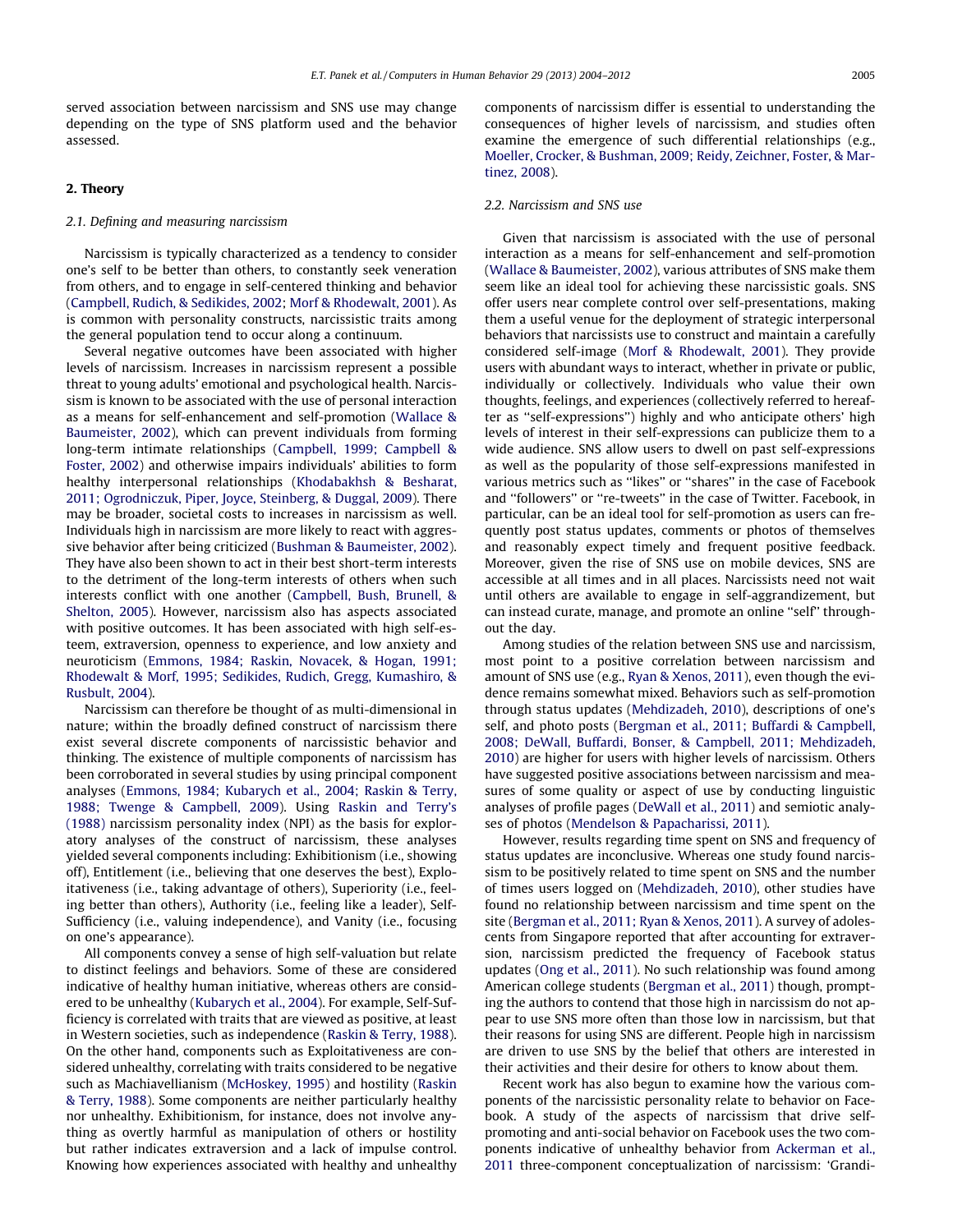served association between narcissism and SNS use may change depending on the type of SNS platform used and the behavior assessed.

## 2. Theory

### 2.1. Defining and measuring narcissism

Narcissism is typically characterized as a tendency to consider one's self to be better than others, to constantly seek veneration from others, and to engage in self-centered thinking and behavior (Campbell, Rudich, & Sedikides, 2002; Morf & Rhodewalt, 2001). As is common with personality constructs, narcissistic traits among the general population tend to occur along a continuum.

Several negative outcomes have been associated with higher levels of narcissism. Increases in narcissism represent a possible threat to young adults' emotional and psychological health. Narcissism is known to be associated with the use of personal interaction as a means for self-enhancement and self-promotion (Wallace & Baumeister, 2002), which can prevent individuals from forming long-term intimate relationships (Campbell, 1999; Campbell & Foster, 2002) and otherwise impairs individuals' abilities to form healthy interpersonal relationships (Khodabakhsh & Besharat, 2011; Ogrodniczuk, Piper, Joyce, Steinberg, & Duggal, 2009). There may be broader, societal costs to increases in narcissism as well. Individuals high in narcissism are more likely to react with aggressive behavior after being criticized (Bushman & Baumeister, 2002). They have also been shown to act in their best short-term interests to the detriment of the long-term interests of others when such interests conflict with one another (Campbell, Bush, Brunell, & Shelton, 2005). However, narcissism also has aspects associated with positive outcomes. It has been associated with high self-esteem, extraversion, openness to experience, and low anxiety and neuroticism (Emmons, 1984; Raskin, Novacek, & Hogan, 1991; Rhodewalt & Morf, 1995; Sedikides, Rudich, Gregg, Kumashiro, & Rusbult, 2004).

Narcissism can therefore be thought of as multi-dimensional in nature; within the broadly defined construct of narcissism there exist several discrete components of narcissistic behavior and thinking. The existence of multiple components of narcissism has been corroborated in several studies by using principal component analyses (Emmons, 1984; Kubarych et al., 2004; Raskin & Terry, 1988; Twenge & Campbell, 2009). Using Raskin and Terry's (1988) narcissism personality index (NPI) as the basis for exploratory analyses of the construct of narcissism, these analyses yielded several components including: Exhibitionism (i.e., showing off), Entitlement (i.e., believing that one deserves the best), Exploitativeness (i.e., taking advantage of others), Superiority (i.e., feeling better than others), Authority (i.e., feeling like a leader), Self-Sufficiency (i.e., valuing independence), and Vanity (i.e., focusing on one's appearance).

All components convey a sense of high self-valuation but relate to distinct feelings and behaviors. Some of these are considered indicative of healthy human initiative, whereas others are considered to be unhealthy (Kubarych et al., 2004). For example, Self-Sufficiency is correlated with traits that are viewed as positive, at least in Western societies, such as independence (Raskin & Terry, 1988). On the other hand, components such as Exploitativeness are considered unhealthy, correlating with traits considered to be negative such as Machiavellianism (McHoskey, 1995) and hostility (Raskin & Terry, 1988). Some components are neither particularly healthy nor unhealthy. Exhibitionism, for instance, does not involve anything as overtly harmful as manipulation of others or hostility but rather indicates extraversion and a lack of impulse control. Knowing how experiences associated with healthy and unhealthy components of narcissism differ is essential to understanding the consequences of higher levels of narcissism, and studies often examine the emergence of such differential relationships (e.g., Moeller, Crocker, & Bushman, 2009; Reidy, Zeichner, Foster, & Martinez, 2008).

### 2.2. Narcissism and SNS use

Given that narcissism is associated with the use of personal interaction as a means for self-enhancement and self-promotion (Wallace & Baumeister, 2002), various attributes of SNS make them seem like an ideal tool for achieving these narcissistic goals. SNS offer users near complete control over self-presentations, making them a useful venue for the deployment of strategic interpersonal behaviors that narcissists use to construct and maintain a carefully considered self-image (Morf & Rhodewalt, 2001). They provide users with abundant ways to interact, whether in private or public, individually or collectively. Individuals who value their own thoughts, feelings, and experiences (collectively referred to hereafter as "self-expressions") highly and who anticipate others' high levels of interest in their self-expressions can publicize them to a wide audience. SNS allow users to dwell on past self-expressions as well as the popularity of those self-expressions manifested in various metrics such as "likes" or "shares" in the case of Facebook and "followers" or "re-tweets" in the case of Twitter. Facebook, in particular, can be an ideal tool for self-promotion as users can frequently post status updates, comments or photos of themselves and reasonably expect timely and frequent positive feedback. Moreover, given the rise of SNS use on mobile devices, SNS are accessible at all times and in all places. Narcissists need not wait until others are available to engage in self-aggrandizement, but can instead curate, manage, and promote an online "self" throughout the day.

Among studies of the relation between SNS use and narcissism, most point to a positive correlation between narcissism and amount of SNS use (e.g., Ryan & Xenos, 2011), even though the evidence remains somewhat mixed. Behaviors such as self-promotion through status updates (Mehdizadeh, 2010), descriptions of one's self, and photo posts (Bergman et al., 2011; Buffardi & Campbell, 2008; DeWall, Buffardi, Bonser, & Campbell, 2011; Mehdizadeh, 2010) are higher for users with higher levels of narcissism. Others have suggested positive associations between narcissism and measures of some quality or aspect of use by conducting linguistic analyses of profile pages (DeWall et al., 2011) and semiotic analyses of photos (Mendelson & Papacharissi, 2011).

However, results regarding time spent on SNS and frequency of status updates are inconclusive. Whereas one study found narcissism to be positively related to time spent on SNS and the number of times users logged on (Mehdizadeh, 2010), other studies have found no relationship between narcissism and time spent on the site (Bergman et al., 2011; Ryan & Xenos, 2011). A survey of adolescents from Singapore reported that after accounting for extraversion, narcissism predicted the frequency of Facebook status updates (Ong et al., 2011). No such relationship was found among American college students (Bergman et al., 2011) though, prompting the authors to contend that those high in narcissism do not appear to use SNS more often than those low in narcissism, but that their reasons for using SNS are different. People high in narcissism are driven to use SNS by the belief that others are interested in their activities and their desire for others to know about them.

Recent work has also begun to examine how the various components of the narcissistic personality relate to behavior on Facebook. A study of the aspects of narcissism that drive self-promoting and anti-social behavior on Facebook uses the two components indicative of unhealthy behavior from Ackerman et al., 2011 three-component conceptualization of narcissism: 'Grandi-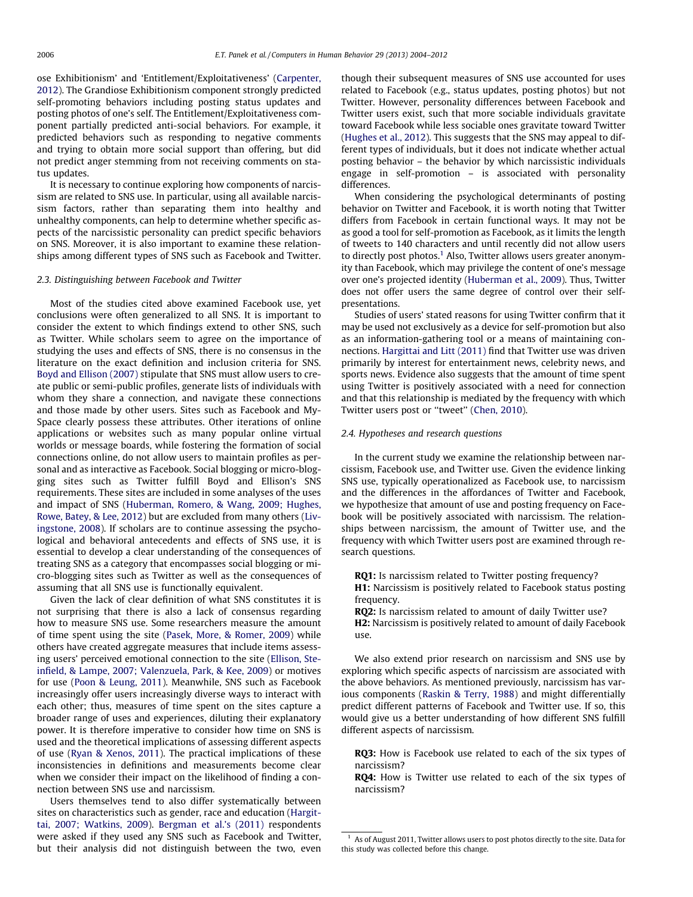ose Exhibitionism' and 'Entitlement/Exploitativeness' (Carpenter, 2012). The Grandiose Exhibitionism component strongly predicted self-promoting behaviors including posting status updates and posting photos of one's self. The Entitlement/Exploitativeness component partially predicted anti-social behaviors. For example, it predicted behaviors such as responding to negative comments and trying to obtain more social support than offering, but did not predict anger stemming from not receiving comments on status updates.

It is necessary to continue exploring how components of narcissism are related to SNS use. In particular, using all available narcissism factors, rather than separating them into healthy and unhealthy components, can help to determine whether specific aspects of the narcissistic personality can predict specific behaviors on SNS. Moreover, it is also important to examine these relationships among different types of SNS such as Facebook and Twitter.

### 2.3. Distinguishing between Facebook and Twitter

Most of the studies cited above examined Facebook use, yet conclusions were often generalized to all SNS. It is important to consider the extent to which findings extend to other SNS, such as Twitter. While scholars seem to agree on the importance of studying the uses and effects of SNS, there is no consensus in the literature on the exact definition and inclusion criteria for SNS. Boyd and Ellison (2007) stipulate that SNS must allow users to create public or semi-public profiles, generate lists of individuals with whom they share a connection, and navigate these connections and those made by other users. Sites such as Facebook and MySpace clearly possess these attributes. Other iterations of online applications or websites such as many popular online virtual worlds or message boards, while fostering the formation of social connections online, do not allow users to maintain profiles as personal and as interactive as Facebook. Social blogging or micro-blogging sites such as Twitter fulfill Boyd and Ellison's SNS requirements. These sites are included in some analyses of the uses and impact of SNS (Huberman, Romero, & Wang, 2009; Hughes, Rowe, Batey, & Lee, 2012) but are excluded from many others (Livingstone, 2008). If scholars are to continue assessing the psychological and behavioral antecedents and effects of SNS use, it is essential to develop a clear understanding of the consequences of treating SNS as a category that encompasses social blogging or micro-blogging sites such as Twitter as well as the consequences of assuming that all SNS use is functionally equivalent.

Given the lack of clear definition of what SNS constitutes it is not surprising that there is also a lack of consensus regarding how to measure SNS use. Some researchers measure the amount of time spent using the site (Pasek, More, & Romer, 2009) while others have created aggregate measures that include items assessing users' perceived emotional connection to the site (Ellison, Steinfield, & Lampe, 2007; Valenzuela, Park, & Kee, 2009) or motives for use (Poon & Leung, 2011). Meanwhile, SNS such as Facebook increasingly offer users increasingly diverse ways to interact with each other; thus, measures of time spent on the sites capture a broader range of uses and experiences, diluting their explanatory power. It is therefore imperative to consider how time on SNS is used and the theoretical implications of assessing different aspects of use (Ryan & Xenos, 2011). The practical implications of these inconsistencies in definitions and measurements become clear when we consider their impact on the likelihood of finding a connection between SNS use and narcissism.

Users themselves tend to also differ systematically between sites on characteristics such as gender, race and education (Hargittai, 2007; Watkins, 2009). Bergman et al.'s (2011) respondents were asked if they used any SNS such as Facebook and Twitter, but their analysis did not distinguish between the two, even though their subsequent measures of SNS use accounted for uses related to Facebook (e.g., status updates, posting photos) but not Twitter. However, personality differences between Facebook and Twitter users exist, such that more sociable individuals gravitate toward Facebook while less sociable ones gravitate toward Twitter (Hughes et al., 2012). This suggests that the SNS may appeal to different types of individuals, but it does not indicate whether actual posting behavior – the behavior by which narcissistic individuals engage in self-promotion – is associated with personality differences.

When considering the psychological determinants of posting behavior on Twitter and Facebook, it is worth noting that Twitter differs from Facebook in certain functional ways. It may not be as good a tool for self-promotion as Facebook, as it limits the length of tweets to 140 characters and until recently did not allow users to directly post photos.[1] Also, Twitter allows users greater anonymity than Facebook, which may privilege the content of one's message over one's projected identity (Huberman et al., 2009). Thus, Twitter does not offer users the same degree of control over their self-presentations.

Studies of users' stated reasons for using Twitter confirm that it may be used not exclusively as a device for self-promotion but also as an information-gathering tool or a means of maintaining connections. Hargittai and Litt (2011) find that Twitter use was driven primarily by interest for entertainment news, celebrity news, and sports news. Evidence also suggests that the amount of time spent using Twitter is positively associated with a need for connection and that this relationship is mediated by the frequency with which Twitter users post or "tweet" (Chen, 2010).

### 2.4. Hypotheses and research questions

In the current study we examine the relationship between narcissism, Facebook use, and Twitter use. Given the evidence linking SNS use, typically operationalized as Facebook use, to narcissism and the differences in the affordances of Twitter and Facebook, we hypothesize that amount of use and posting frequency on Facebook will be positively associated with narcissism. The relationships between narcissism, the amount of Twitter use, and the frequency with which Twitter users post are examined through research questions.

**RQ1:** Is narcissism related to Twitter posting frequency?
**H1:** Narcissism is positively related to Facebook status posting frequency.
**RQ2:** Is narcissism related to amount of daily Twitter use?
**H2:** Narcissism is positively related to amount of daily Facebook use.

We also extend prior research on narcissism and SNS use by exploring which specific aspects of narcissism are associated with the above behaviors. As mentioned previously, narcissism has various components (Raskin & Terry, 1988) and might differentially predict different patterns of Facebook and Twitter use. If so, this would give us a better understanding of how different SNS fulfill different aspects of narcissism.

**RQ3:** How is Facebook use related to each of the six types of narcissism?
**RQ4:** How is Twitter use related to each of the six types of narcissism?

[1] As of August 2011, Twitter allows users to post photos directly to the site. Data for this study was collected before this change.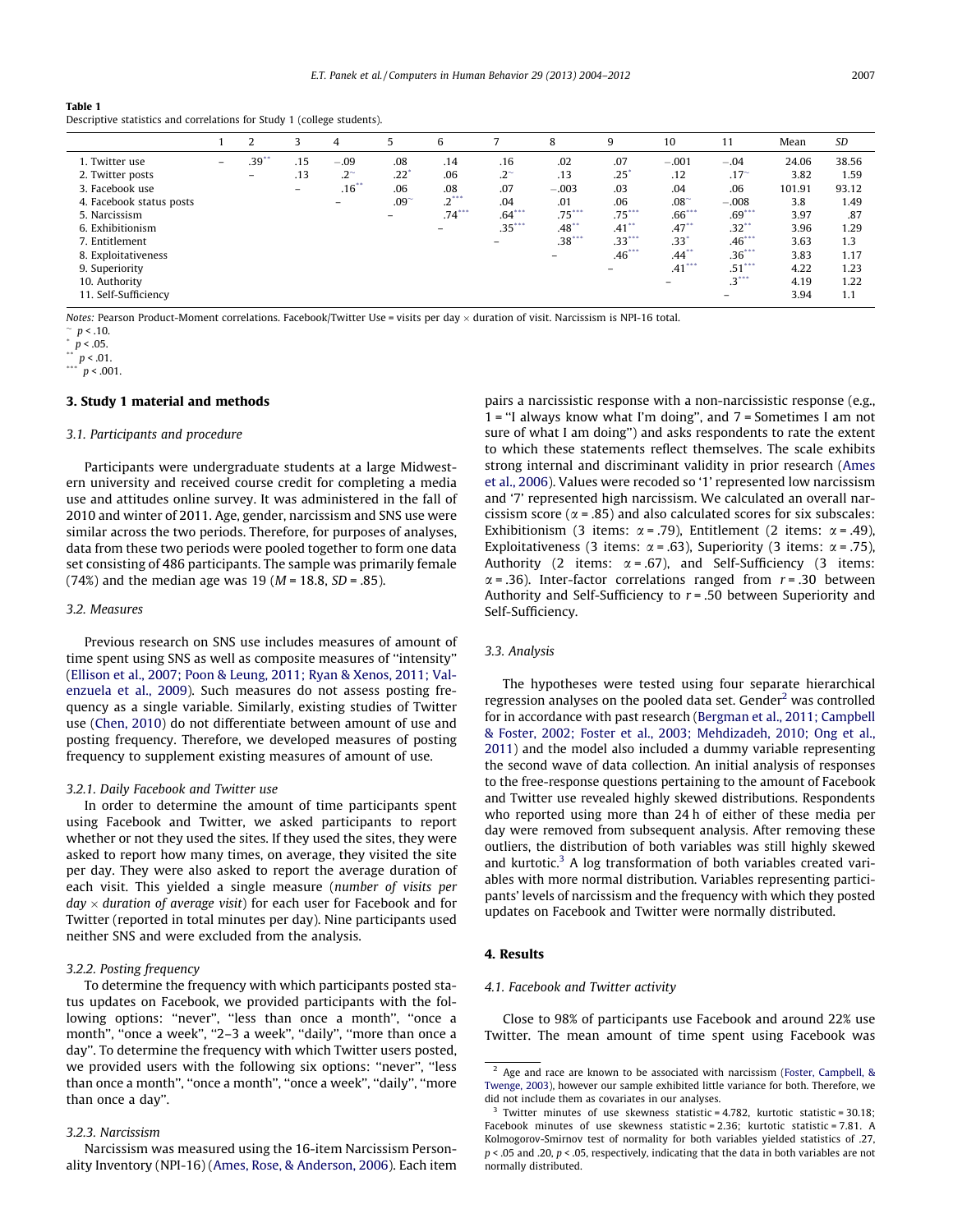**Table 1**
Descriptive statistics and correlations for Study 1 (college students).

| | 1 | 2 | 3 | 4 | 5 | 6 | 7 | 8 | 9 | 10 | 11 | Mean | SD |
|---|---|---|---|---|---|---|---|---|---|---|---|---|---|
| 1. Twitter use | – | .39** | .15 | −.09 | .08 | .14 | .16 | .02 | .07 | −.001 | −.04 | 24.06 | 38.56 |
| 2. Twitter posts | | – | .13 | .2~ | .22* | .06 | .2~ | .13 | .25* | .12 | .17~ | 3.82 | 1.59 |
| 3. Facebook use | | | – | .16** | .06 | .08 | .07 | −.003 | .03 | .04 | .06 | 101.91 | 93.12 |
| 4. Facebook status posts | | | | – | .09~ | .2*** | .04 | .01 | .06 | .08~ | −.008 | 3.8 | 1.49 |
| 5. Narcissism | | | | | – | .74*** | .64*** | .75*** | .75*** | .66*** | .69*** | 3.97 | .87 |
| 6. Exhibitionism | | | | | | – | .35*** | .48** | .41** | .47** | .32** | 3.96 | 1.29 |
| 7. Entitlement | | | | | | | – | .38*** | .33*** | .33* | .46*** | 3.63 | 1.3 |
| 8. Exploitativeness | | | | | | | | – | .46*** | .44** | .36*** | 3.83 | 1.17 |
| 9. Superiority | | | | | | | | | – | .41*** | .51*** | 4.22 | 1.23 |
| 10. Authority | | | | | | | | | | – | .3*** | 4.19 | 1.22 |
| 11. Self-Sufficiency | | | | | | | | | | | – | 3.94 | 1.1 |

*Notes:* Pearson Product-Moment correlations. Facebook/Twitter Use = visits per day × duration of visit. Narcissism is NPI-16 total.
~ $p < .10$.
* $p < .05$.
** $p < .01$.
*** $p < .001$.

## 3. Study 1 material and methods

### 3.1. Participants and procedure

Participants were undergraduate students at a large Midwestern university and received course credit for completing a media use and attitudes online survey. It was administered in the fall of 2010 and winter of 2011. Age, gender, narcissism and SNS use were similar across the two periods. Therefore, for purposes of analyses, data from these two periods were pooled together to form one data set consisting of 486 participants. The sample was primarily female (74%) and the median age was 19 ($M = 18.8$, $SD = .85$).

### 3.2. Measures

Previous research on SNS use includes measures of amount of time spent using SNS as well as composite measures of "intensity" (Ellison et al., 2007; Poon & Leung, 2011; Ryan & Xenos, 2011; Valenzuela et al., 2009). Such measures do not assess posting frequency as a single variable. Similarly, existing studies of Twitter use (Chen, 2010) do not differentiate between amount of use and posting frequency. Therefore, we developed measures of posting frequency to supplement existing measures of amount of use.

#### 3.2.1. Daily Facebook and Twitter use

In order to determine the amount of time participants spent using Facebook and Twitter, we asked participants to report whether or not they used the sites. If they used the sites, they were asked to report how many times, on average, they visited the site per day. They were also asked to report the average duration of each visit. This yielded a single measure (*number of visits per day × duration of average visit*) for each user for Facebook and for Twitter (reported in total minutes per day). Nine participants used neither SNS and were excluded from the analysis.

#### 3.2.2. Posting frequency

To determine the frequency with which participants posted status updates on Facebook, we provided participants with the following options: "never", "less than once a month", "once a month", "once a week", "2–3 a week", "daily", "more than once a day". To determine the frequency with which Twitter users posted, we provided users with the following six options: "never", "less than once a month", "once a month", "once a week", "daily", "more than once a day".

#### 3.2.3. Narcissism

Narcissism was measured using the 16-item Narcissism Personality Inventory (NPI-16) (Ames, Rose, & Anderson, 2006). Each item pairs a narcissistic response with a non-narcissistic response (e.g., 1 = "I always know what I'm doing", and 7 = Sometimes I am not sure of what I am doing") and asks respondents to rate the extent to which these statements reflect themselves. The scale exhibits strong internal and discriminant validity in prior research (Ames et al., 2006). Values were recoded so '1' represented low narcissism and '7' represented high narcissism. We calculated an overall narcissism score ($\alpha = .85$) and also calculated scores for six subscales: Exhibitionism (3 items: $\alpha = .79$), Entitlement (2 items: $\alpha = .49$), Exploitativeness (3 items: $\alpha = .63$), Superiority (3 items: $\alpha = .75$), Authority (2 items: $\alpha = .67$), and Self-Sufficiency (3 items: $\alpha = .36$). Inter-factor correlations ranged from $r = .30$ between Authority and Self-Sufficiency to $r = .50$ between Superiority and Self-Sufficiency.

### 3.3. Analysis

The hypotheses were tested using four separate hierarchical regression analyses on the pooled data set. Gender[2] was controlled for in accordance with past research (Bergman et al., 2011; Campbell & Foster, 2002; Foster et al., 2003; Mehdizadeh, 2010; Ong et al., 2011) and the model also included a dummy variable representing the second wave of data collection. An initial analysis of responses to the free-response questions pertaining to the amount of Facebook and Twitter use revealed highly skewed distributions. Respondents who reported using more than 24 h of either of these media per day were removed from subsequent analysis. After removing these outliers, the distribution of both variables was still highly skewed and kurtotic.[3] A log transformation of both variables created variables with more normal distribution. Variables representing participants' levels of narcissism and the frequency with which they posted updates on Facebook and Twitter were normally distributed.

## 4. Results

### 4.1. Facebook and Twitter activity

Close to 98% of participants use Facebook and around 22% use Twitter. The mean amount of time spent using Facebook was

---

[2] Age and race are known to be associated with narcissism (Foster, Campbell, & Twenge, 2003), however our sample exhibited little variance for both. Therefore, we did not include them as covariates in our analyses.

[3] Twitter minutes of use skewness statistic = 4.782, kurtotic statistic = 30.18; Facebook minutes of use skewness statistic = 2.36; kurtotic statistic = 7.81. A Kolmogorov-Smirnov test of normality for both variables yielded statistics of .27, $p < .05$ and .20, $p < .05$, respectively, indicating that the data in both variables are not normally distributed.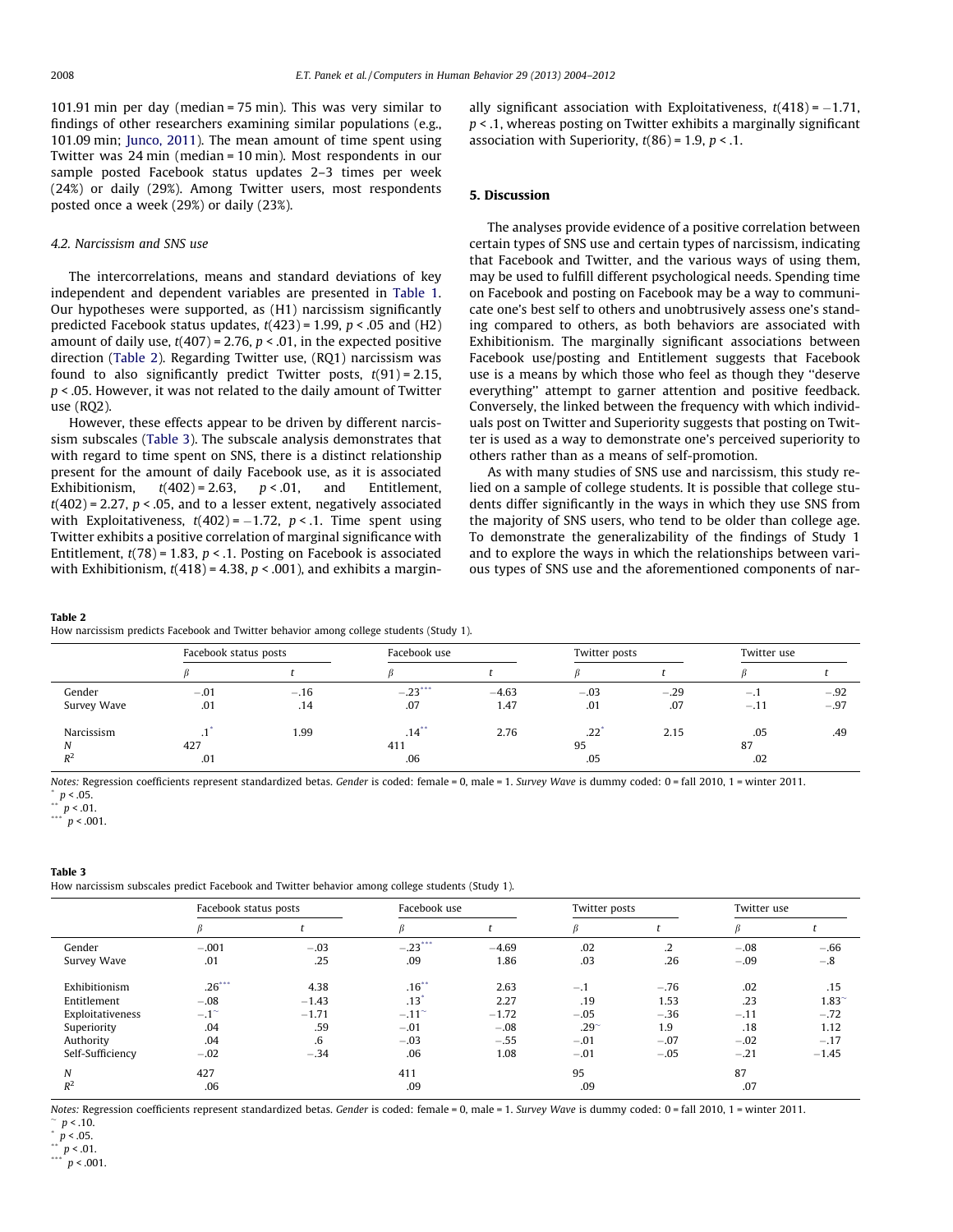101.91 min per day (median = 75 min). This was very similar to findings of other researchers examining similar populations (e.g., 101.09 min; Junco, 2011). The mean amount of time spent using Twitter was 24 min (median = 10 min). Most respondents in our sample posted Facebook status updates 2–3 times per week (24%) or daily (29%). Among Twitter users, most respondents posted once a week (29%) or daily (23%).

### 4.2. Narcissism and SNS use

The intercorrelations, means and standard deviations of key independent and dependent variables are presented in Table 1. Our hypotheses were supported, as (H1) narcissism significantly predicted Facebook status updates, $t(423) = 1.99$, $p < .05$ and (H2) amount of daily use, $t(407) = 2.76$, $p < .01$, in the expected positive direction (Table 2). Regarding Twitter use, (RQ1) narcissism was found to also significantly predict Twitter posts, $t(91) = 2.15$, $p < .05$. However, it was not related to the daily amount of Twitter use (RQ2).

However, these effects appear to be driven by different narcissism subscales (Table 3). The subscale analysis demonstrates that with regard to time spent on SNS, there is a distinct relationship present for the amount of daily Facebook use, as it is associated Exhibitionism, $t(402) = 2.63$, $p < .01$, and Entitlement, $t(402) = 2.27$, $p < .05$, and to a lesser extent, negatively associated with Exploitativeness, $t(402) = -1.72$, $p < .1$. Time spent using Twitter exhibits a positive correlation of marginal significance with Entitlement, $t(78) = 1.83$, $p < .1$. Posting on Facebook is associated with Exhibitionism, $t(418) = 4.38$, $p < .001$), and exhibits a marginally significant association with Exploitativeness, $t(418) = -1.71$, $p < .1$, whereas posting on Twitter exhibits a marginally significant association with Superiority, $t(86) = 1.9$, $p < .1$.

## 5. Discussion

The analyses provide evidence of a positive correlation between certain types of SNS use and certain types of narcissism, indicating that Facebook and Twitter, and the various ways of using them, may be used to fulfill different psychological needs. Spending time on Facebook and posting on Facebook may be a way to communicate one's best self to others and unobtrusively assess one's standing compared to others, as both behaviors are associated with Exhibitionism. The marginally significant associations between Facebook use/posting and Entitlement suggests that Facebook use is a means by which those who feel as though they ''deserve everything'' attempt to garner attention and positive feedback. Conversely, the linked between the frequency with which individuals post on Twitter and Superiority suggests that posting on Twitter is used as a way to demonstrate one's perceived superiority to others rather than as a means of self-promotion.

As with many studies of SNS use and narcissism, this study relied on a sample of college students. It is possible that college students differ significantly in the ways in which they use SNS from the majority of SNS users, who tend to be older than college age. To demonstrate the generalizability of the findings of Study 1 and to explore the ways in which the relationships between various types of SNS use and the aforementioned components of nar-

**Table 2**
How narcissism predicts Facebook and Twitter behavior among college students (Study 1).

| | Facebook status posts | | Facebook use | | Twitter posts | | Twitter use | |
|---|---|---|---|---|---|---|---|---|
| | $\beta$ | $t$ | $\beta$ | $t$ | $\beta$ | $t$ | $\beta$ | $t$ |
| Gender | −.01 | −.16 | −.23*** | −4.63 | −.03 | −.29 | −.1 | −.92 |
| Survey Wave | .01 | .14 | .07 | 1.47 | .01 | .07 | −.11 | −.97 |
| Narcissism | .1* | 1.99 | .14** | 2.76 | .22* | 2.15 | .05 | .49 |
| $N$ | 427 | | 411 | | 95 | | 87 | |
| $R^2$ | .01 | | .06 | | .05 | | .02 | |

*Notes:* Regression coefficients represent standardized betas. *Gender* is coded: female = 0, male = 1. *Survey Wave* is dummy coded: 0 = fall 2010, 1 = winter 2011.
* $p < .05$.
** $p < .01$.
*** $p < .001$.

**Table 3**
How narcissism subscales predict Facebook and Twitter behavior among college students (Study 1).

| | Facebook status posts | | Facebook use | | Twitter posts | | Twitter use | |
|---|---|---|---|---|---|---|---|---|
| | $\beta$ | $t$ | $\beta$ | $t$ | $\beta$ | $t$ | $\beta$ | $t$ |
| Gender | −.001 | −.03 | −.23*** | −4.69 | .02 | .2 | −.08 | −.66 |
| Survey Wave | .01 | .25 | .09 | 1.86 | .03 | .26 | −.09 | −.8 |
| Exhibitionism | .26*** | 4.38 | .16** | 2.63 | −.1 | −.76 | .02 | .15 |
| Entitlement | −.08 | −1.43 | .13* | 2.27 | .19 | 1.53 | .23 | 1.83~ |
| Exploitativeness | −.1~ | −1.71 | −.11~ | −1.72 | −.05 | −.36 | −.11 | −.72 |
| Superiority | .04 | .59 | −.01 | −.08 | .29~ | 1.9 | .18 | 1.12 |
| Authority | .04 | .6 | −.03 | −.55 | −.01 | −.07 | −.02 | −.17 |
| Self-Sufficiency | −.02 | −.34 | .06 | 1.08 | −.01 | −.05 | −.21 | −1.45 |
| $N$ | 427 | | 411 | | 95 | | 87 | |
| $R^2$ | .06 | | .09 | | .09 | | .07 | |

*Notes:* Regression coefficients represent standardized betas. *Gender* is coded: female = 0, male = 1. *Survey Wave* is dummy coded: 0 = fall 2010, 1 = winter 2011.
~ $p < .10$.
* $p < .05$.
** $p < .01$.
*** $p < .001$.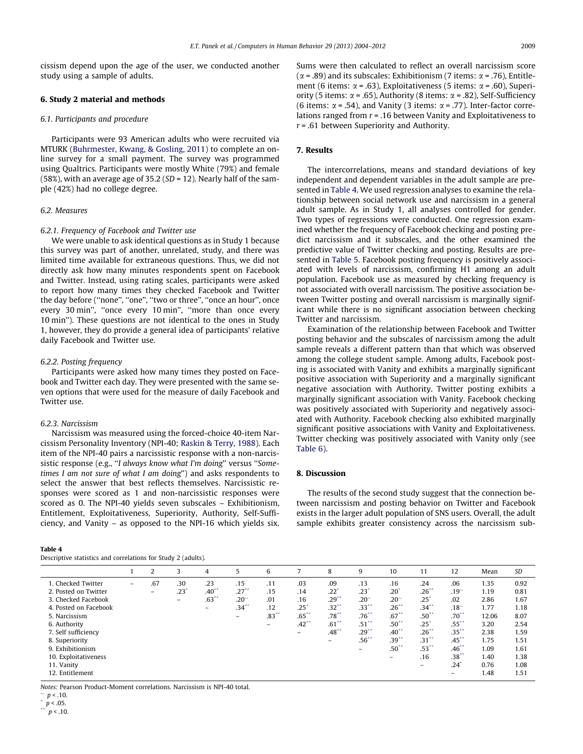cissism depend upon the age of the user, we conducted another study using a sample of adults.

## 6. Study 2 material and methods

### 6.1. Participants and procedure

Participants were 93 American adults who were recruited via MTURK (Buhrmester, Kwang, & Gosling, 2011) to complete an online survey for a small payment. The survey was programmed using Qualtrics. Participants were mostly White (79%) and female (58%), with an average age of 35.2 (*SD* = 12). Nearly half of the sample (42%) had no college degree.

### 6.2. Measures

#### 6.2.1. Frequency of Facebook and Twitter use

We were unable to ask identical questions as in Study 1 because this survey was part of another, unrelated, study, and there was limited time available for extraneous questions. Thus, we did not directly ask how many minutes respondents spent on Facebook and Twitter. Instead, using rating scales, participants were asked to report how many times they checked Facebook and Twitter the day before (''none'', ''one'', ''two or three'', ''once an hour'', once every 30 min'', ''once every 10 min'', ''more than once every 10 min''). These questions are not identical to the ones in Study 1, however, they do provide a general idea of participants' relative daily Facebook and Twitter use.

#### 6.2.2. Posting frequency

Participants were asked how many times they posted on Facebook and Twitter each day. They were presented with the same seven options that were used for the measure of daily Facebook and Twitter use.

#### 6.2.3. Narcissism

Narcissism was measured using the forced-choice 40-item Narcissism Personality Inventory (NPI-40; Raskin & Terry, 1988). Each item of the NPI-40 pairs a narcissistic response with a non-narcissistic response (e.g., ''*I always know what I'm doing*'' versus ''*Sometimes I am not sure of what I am doing*'') and asks respondents to select the answer that best reflects themselves. Narcissistic responses were scored as 1 and non-narcissistic responses were scored as 0. The NPI-40 yields seven subscales – Exhibitionism, Entitlement, Exploitativeness, Superiority, Authority, Self-Sufficiency, and Vanity – as opposed to the NPI-16 which yields six. Sums were then calculated to reflect an overall narcissism score ($\alpha$ = .89) and its subscales: Exhibitionism (7 items: $\alpha$ = .76), Entitlement (6 items: $\alpha$ = .63), Exploitativeness (5 items: $\alpha$ = .60), Superiority (5 items: $\alpha$ = .65), Authority (8 items: $\alpha$ = .82), Self-Sufficiency (6 items: $\alpha$ = .54), and Vanity (3 items: $\alpha$ = .77). Inter-factor correlations ranged from $r$ = .16 between Vanity and Exploitativeness to $r$ = .61 between Superiority and Authority.

## 7. Results

The intercorrelations, means and standard deviations of key independent and dependent variables in the adult sample are presented in Table 4. We used regression analyses to examine the relationship between social network use and narcissism in a general adult sample. As in Study 1, all analyses controlled for gender. Two types of regressions were conducted. One regression examined whether the frequency of Facebook checking and posting predict narcissism and it subscales, and the other examined the predictive value of Twitter checking and posting. Results are presented in Table 5. Facebook posting frequency is positively associated with levels of narcissism, confirming H1 among an adult population. Facebook use as measured by checking frequency is not associated with overall narcissism. The positive association between Twitter posting and overall narcissism is marginally significant while there is no significant association between checking Twitter and narcissism.

Examination of the relationship between Facebook and Twitter posting behavior and the subscales of narcissism among the adult sample reveals a different pattern than that which was observed among the college student sample. Among adults, Facebook posting is associated with Vanity and exhibits a marginally significant positive association with Superiority and a marginally significant negative association with Authority. Twitter posting exhibits a marginally significant association with Vanity. Facebook checking was positively associated with Superiority and negatively associated with Authority. Facebook checking also exhibited marginally significant positive associations with Vanity and Exploitativeness. Twitter checking was positively associated with Vanity only (see Table 6).

## 8. Discussion

The results of the second study suggest that the connection between narcissism and posting behavior on Twitter and Facebook exists in the larger adult population of SNS users. Overall, the adult sample exhibits greater consistency across the narcissism sub-

**Table 4**
Descriptive statistics and correlations for Study 2 (adults).

| | 1 | 2 | 3 | 4 | 5 | 6 | 7 | 8 | 9 | 10 | 11 | 12 | Mean | SD |
|---|---|---|---|---|---|---|---|---|---|---|---|---|---|---|
| 1. Checked Twitter | – | .67 | .30 | .23 | .15 | .11 | .03 | .09 | .13 | .16 | .24 | .06 | 1.35 | 0.92 |
| 2. Posted on Twitter | | – | .23* | .40** | .27** | .15 | .14 | .22* | .23* | .20* | .26** | .19~ | 1.19 | 0.81 |
| 3. Checked Facebook | | | – | .63** | .20~ | .01 | .16 | .29** | .20~ | .20~ | .25* | .02 | 2.86 | 1.67 |
| 4. Posted on Facebook | | | | – | .34** | .12 | .25* | .32** | .33** | .26** | .34** | .18~ | 1.77 | 1.18 |
| 5. Narcissism | | | | | – | .83** | .65** | .78** | .76** | .67** | .50** | .70** | 12.06 | 8.07 |
| 6. Authority | | | | | | – | .42** | .61** | .51** | .50** | .25* | .55** | 3.20 | 2.54 |
| 7. Self sufficiency | | | | | | | – | .48** | .29** | .40** | .26** | .35** | 2.38 | 1.59 |
| 8. Superiority | | | | | | | | – | .56** | .39** | .31** | .45** | 1.75 | 1.51 |
| 9. Exhibitionism | | | | | | | | | – | .50** | .53** | .46** | 1.09 | 1.61 |
| 10. Exploitativeness | | | | | | | | | | – | .16 | .38** | 1.40 | 1.38 |
| 11. Vanity | | | | | | | | | | | – | .24* | 0.76 | 1.08 |
| 12. Entitlement | | | | | | | | | | | | – | 1.48 | 1.51 |

*Notes:* Pearson Product-Moment correlations. Narcissism is NPI-40 total.
~ $p < .10$.
\* $p < .05$.
\*\* $p < .10$.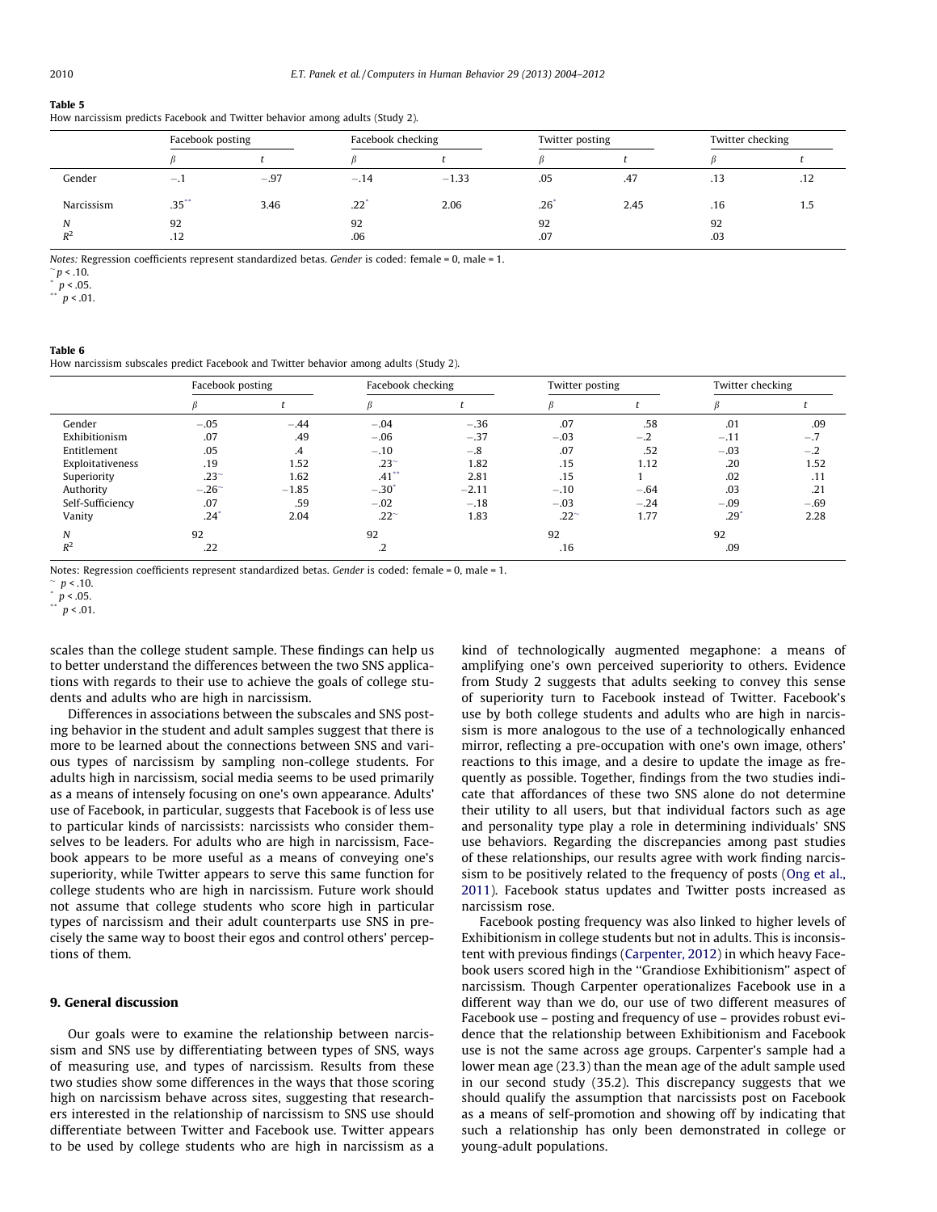**Table 5**
How narcissism predicts Facebook and Twitter behavior among adults (Study 2).

| | Facebook posting | | Facebook checking | | Twitter posting | | Twitter checking | |
|---|---|---|---|---|---|---|---|---|
| | $\beta$ | $t$ | $\beta$ | $t$ | $\beta$ | $t$ | $\beta$ | $t$ |
| Gender | −.1 | −.97 | −.14 | −1.33 | .05 | .47 | .13 | .12 |
| Narcissism | .35** | 3.46 | .22* | 2.06 | .26* | 2.45 | .16 | 1.5 |
| $N$ | 92 | | 92 | | 92 | | 92 | |
| $R^2$ | .12 | | .06 | | .07 | | .03 | |

*Notes:* Regression coefficients represent standardized betas. *Gender* is coded: female = 0, male = 1.
~ $p < .10$.
* $p < .05$.
** $p < .01$.

**Table 6**
How narcissism subscales predict Facebook and Twitter behavior among adults (Study 2).

| | Facebook posting | | Facebook checking | | Twitter posting | | Twitter checking | |
|---|---|---|---|---|---|---|---|---|
| | $\beta$ | $t$ | $\beta$ | $t$ | $\beta$ | $t$ | $\beta$ | $t$ |
| Gender | −.05 | −.44 | −.04 | −.36 | .07 | .58 | .01 | .09 |
| Exhibitionism | .07 | .49 | −.06 | −.37 | −.03 | −.2 | −.11 | −.7 |
| Entitlement | .05 | .4 | −.10 | −.8 | .07 | .52 | −.03 | −.2 |
| Exploitativeness | .19 | 1.52 | .23~ | 1.82 | .15 | 1.12 | .20 | 1.52 |
| Superiority | .23~ | 1.62 | .41** | 2.81 | .15 | 1 | .02 | .11 |
| Authority | −.26~ | −1.85 | −.30* | −2.11 | −.10 | −.64 | .03 | .21 |
| Self-Sufficiency | .07 | .59 | −.02 | −.18 | −.03 | −.24 | −.09 | −.69 |
| Vanity | .24* | 2.04 | .22~ | 1.83 | .22~ | 1.77 | .29* | 2.28 |
| $N$ | 92 | | 92 | | 92 | | 92 | |
| $R^2$ | .22 | | .2 | | .16 | | .09 | |

Notes: Regression coefficients represent standardized betas. *Gender* is coded: female = 0, male = 1.
~ $p < .10$.
* $p < .05$.
** $p < .01$.

scales than the college student sample. These findings can help us to better understand the differences between the two SNS applications with regards to their use to achieve the goals of college students and adults who are high in narcissism.

Differences in associations between the subscales and SNS posting behavior in the student and adult samples suggest that there is more to be learned about the connections between SNS and various types of narcissism by sampling non-college students. For adults high in narcissism, social media seems to be used primarily as a means of intensely focusing on one's own appearance. Adults' use of Facebook, in particular, suggests that Facebook is of less use to particular kinds of narcissists: narcissists who consider themselves to be leaders. For adults who are high in narcissism, Facebook appears to be more useful as a means of conveying one's superiority, while Twitter appears to serve this same function for college students who are high in narcissism. Future work should not assume that college students who score high in particular types of narcissism and their adult counterparts use SNS in precisely the same way to boost their egos and control others' perceptions of them.

## 9. General discussion

Our goals were to examine the relationship between narcissism and SNS use by differentiating between types of SNS, ways of measuring use, and types of narcissism. Results from these two studies show some differences in the ways that those scoring high on narcissism behave across sites, suggesting that researchers interested in the relationship of narcissism to SNS use should differentiate between Twitter and Facebook use. Twitter appears to be used by college students who are high in narcissism as a kind of technologically augmented megaphone: a means of amplifying one's own perceived superiority to others. Evidence from Study 2 suggests that adults seeking to convey this sense of superiority turn to Facebook instead of Twitter. Facebook's use by both college students and adults who are high in narcissism is more analogous to the use of a technologically enhanced mirror, reflecting a pre-occupation with one's own image, others' reactions to this image, and a desire to update the image as frequently as possible. Together, findings from the two studies indicate that affordances of these two SNS alone do not determine their utility to all users, but that individual factors such as age and personality type play a role in determining individuals' SNS use behaviors. Regarding the discrepancies among past studies of these relationships, our results agree with work finding narcissism to be positively related to the frequency of posts (Ong et al., 2011). Facebook status updates and Twitter posts increased as narcissism rose.

Facebook posting frequency was also linked to higher levels of Exhibitionism in college students but not in adults. This is inconsistent with previous findings (Carpenter, 2012) in which heavy Facebook users scored high in the "Grandiose Exhibitionism" aspect of narcissism. Though Carpenter operationalizes Facebook use in a different way than we do, our use of two different measures of Facebook use – posting and frequency of use – provides robust evidence that the relationship between Exhibitionism and Facebook use is not the same across age groups. Carpenter's sample had a lower mean age (23.3) than the mean age of the adult sample used in our second study (35.2). This discrepancy suggests that we should qualify the assumption that narcissists post on Facebook as a means of self-promotion and showing off by indicating that such a relationship has only been demonstrated in college or young-adult populations.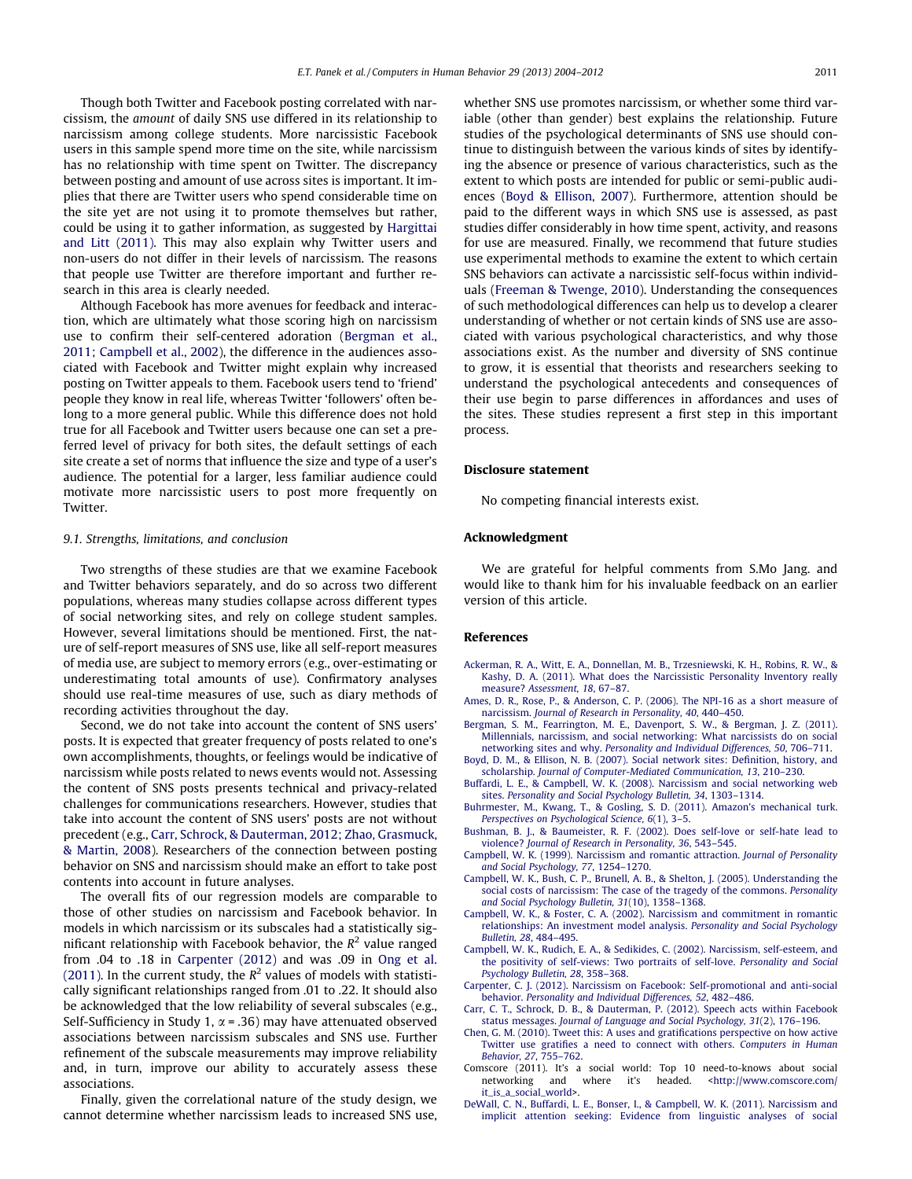Though both Twitter and Facebook posting correlated with narcissism, the *amount* of daily SNS use differed in its relationship to narcissism among college students. More narcissistic Facebook users in this sample spend more time on the site, while narcissism has no relationship with time spent on Twitter. The discrepancy between posting and amount of use across sites is important. It implies that there are Twitter users who spend considerable time on the site yet are not using it to promote themselves but rather, could be using it to gather information, as suggested by Hargittai and Litt (2011). This may also explain why Twitter users and non-users do not differ in their levels of narcissism. The reasons that people use Twitter are therefore important and further research in this area is clearly needed.

Although Facebook has more avenues for feedback and interaction, which are ultimately what those scoring high on narcissism use to confirm their self-centered adoration (Bergman et al., 2011; Campbell et al., 2002), the difference in the audiences associated with Facebook and Twitter might explain why increased posting on Twitter appeals to them. Facebook users tend to 'friend' people they know in real life, whereas Twitter 'followers' often belong to a more general public. While this difference does not hold true for all Facebook and Twitter users because one can set a preferred level of privacy for both sites, the default settings of each site create a set of norms that influence the size and type of a user's audience. The potential for a larger, less familiar audience could motivate more narcissistic users to post more frequently on Twitter.

### 9.1. Strengths, limitations, and conclusion

Two strengths of these studies are that we examine Facebook and Twitter behaviors separately, and do so across two different populations, whereas many studies collapse across different types of social networking sites, and rely on college student samples. However, several limitations should be mentioned. First, the nature of self-report measures of SNS use, like all self-report measures of media use, are subject to memory errors (e.g., over-estimating or underestimating total amounts of use). Confirmatory analyses should use real-time measures of use, such as diary methods of recording activities throughout the day.

Second, we do not take into account the content of SNS users' posts. It is expected that greater frequency of posts related to one's own accomplishments, thoughts, or feelings would be indicative of narcissism while posts related to news events would not. Assessing the content of SNS posts presents technical and privacy-related challenges for communications researchers. However, studies that take into account the content of SNS users' posts are not without precedent (e.g., Carr, Schrock, & Dauterman, 2012; Zhao, Grasmuck, & Martin, 2008). Researchers of the connection between posting behavior on SNS and narcissism should make an effort to take post contents into account in future analyses.

The overall fits of our regression models are comparable to those of other studies on narcissism and Facebook behavior. In models in which narcissism or its subscales had a statistically significant relationship with Facebook behavior, the $R^2$ value ranged from .04 to .18 in Carpenter (2012) and was .09 in Ong et al. (2011). In the current study, the $R^2$ values of models with statistically significant relationships ranged from .01 to .22. It should also be acknowledged that the low reliability of several subscales (e.g., Self-Sufficiency in Study 1, $\alpha = .36$) may have attenuated observed associations between narcissism subscales and SNS use. Further refinement of the subscale measurements may improve reliability and, in turn, improve our ability to accurately assess these associations.

Finally, given the correlational nature of the study design, we cannot determine whether narcissism leads to increased SNS use, whether SNS use promotes narcissism, or whether some third variable (other than gender) best explains the relationship. Future studies of the psychological determinants of SNS use should continue to distinguish between the various kinds of sites by identifying the absence or presence of various characteristics, such as the extent to which posts are intended for public or semi-public audiences (Boyd & Ellison, 2007). Furthermore, attention should be paid to the different ways in which SNS use is assessed, as past studies differ considerably in how time spent, activity, and reasons for use are measured. Finally, we recommend that future studies use experimental methods to examine the extent to which certain SNS behaviors can activate a narcissistic self-focus within individuals (Freeman & Twenge, 2010). Understanding the consequences of such methodological differences can help us to develop a clearer understanding of whether or not certain kinds of SNS use are associated with various psychological characteristics, and why those associations exist. As the number and diversity of SNS continue to grow, it is essential that theorists and researchers seeking to understand the psychological antecedents and consequences of their use begin to parse differences in affordances and uses of the sites. These studies represent a first step in this important process.

## Disclosure statement

No competing financial interests exist.

## Acknowledgment

We are grateful for helpful comments from S.Mo Jang. and would like to thank him for his invaluable feedback on an earlier version of this article.

## References

Ackerman, R. A., Witt, E. A., Donnellan, M. B., Trzesniewski, K. H., Robins, R. W., & Kashy, D. A. (2011). What does the Narcissistic Personality Inventory really measure? *Assessment, 18*, 67–87.

Ames, D. R., Rose, P., & Anderson, C. P. (2006). The NPI-16 as a short measure of narcissism. *Journal of Research in Personality, 40*, 440–450.

Bergman, S. M., Fearrington, M. E., Davenport, S. W., & Bergman, J. Z. (2011). Millennials, narcissism, and social networking: What narcissists do on social networking sites and why. *Personality and Individual Differences, 50*, 706–711.

Boyd, D. M., & Ellison, N. B. (2007). Social network sites: Definition, history, and scholarship. *Journal of Computer-Mediated Communication, 13*, 210–230.

Buffardi, L. E., & Campbell, W. K. (2008). Narcissism and social networking web sites. *Personality and Social Psychology Bulletin, 34*, 1303–1314.

Buhrmester, M., Kwang, T., & Gosling, S. D. (2011). Amazon's mechanical turk. *Perspectives on Psychological Science, 6*(1), 3–5.

Bushman, B. J., & Baumeister, R. F. (2002). Does self-love or self-hate lead to violence? *Journal of Research in Personality, 36*, 543–545.

Campbell, W. K. (1999). Narcissism and romantic attraction. *Journal of Personality and Social Psychology, 77*, 1254–1270.

Campbell, W. K., Bush, C. P., Brunell, A. B., & Shelton, J. (2005). Understanding the social costs of narcissism: The case of the tragedy of the commons. *Personality and Social Psychology Bulletin, 31*(10), 1358–1368.

Campbell, W. K., & Foster, C. A. (2002). Narcissism and commitment in romantic relationships: An investment model analysis. *Personality and Social Psychology Bulletin, 28*, 484–495.

Campbell, W. K., Rudich, E. A., & Sedikides, C. (2002). Narcissism, self-esteem, and the positivity of self-views: Two portraits of self-love. *Personality and Social Psychology Bulletin, 28*, 358–368.

Carpenter, C. J. (2012). Narcissism on Facebook: Self-promotional and anti-social behavior. *Personality and Individual Differences, 52*, 482–486.

Carr, C. T., Schrock, D. B., & Dauterman, P. (2012). Speech acts within Facebook status messages. *Journal of Language and Social Psychology, 31*(2), 176–196.

Chen, G. M. (2010). Tweet this: A uses and gratifications perspective on how active Twitter use gratifies a need to connect with others. *Computers in Human Behavior, 27*, 755–762.

Comscore (2011). It's a social world: Top 10 need-to-knows about social networking and where it's headed. <http://www.comscore.com/it_is_a_social_world>.

DeWall, C. N., Buffardi, L. E., Bonser, I., & Campbell, W. K. (2011). Narcissism and implicit attention seeking: Evidence from linguistic analyses of social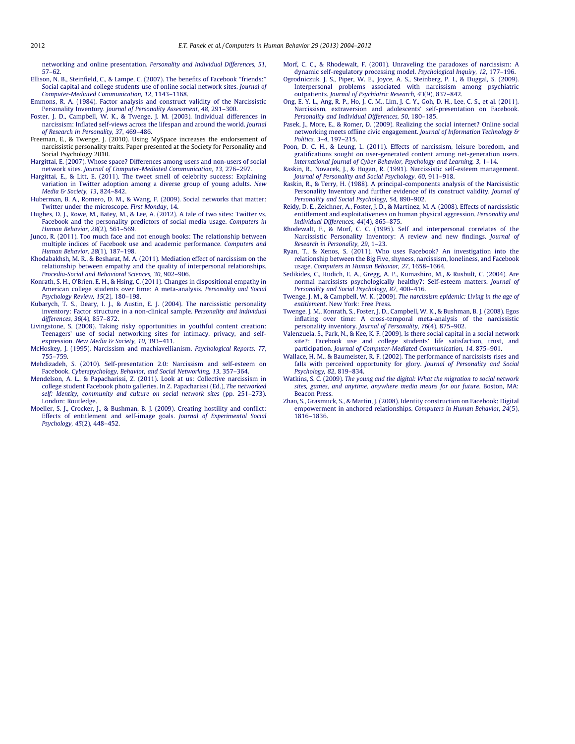networking and online presentation. *Personality and Individual Differences, 51*, 57–62.

Ellison, N. B., Steinfield, C., & Lampe, C. (2007). The benefits of Facebook "friends:" Social capital and college students use of online social network sites. *Journal of Computer-Mediated Communication, 12*, 1143–1168.

Emmons, R. A. (1984). Factor analysis and construct validity of the Narcissistic Personality Inventory. *Journal of Personality Assessment, 48*, 291–300.

Foster, J. D., Campbell, W. K., & Twenge, J. M. (2003). Individual differences in narcissism: Inflated self-views across the lifespan and around the world. *Journal of Research in Personality, 37*, 469–486.

Freeman, E., & Twenge, J. (2010). Using MySpace increases the endorsement of narcissistic personality traits. Paper presented at the Society for Personality and Social Psychology 2010.

Hargittai, E. (2007). Whose space? Differences among users and non-users of social network sites. *Journal of Computer-Mediated Communication, 13*, 276–297.

Hargittai, E., & Litt, E. (2011). The tweet smell of celebrity success: Explaining variation in Twitter adoption among a diverse group of young adults. *New Media & Society, 13*, 824–842.

Huberman, B. A., Romero, D. M., & Wang, F. (2009). Social networks that matter: Twitter under the microscope. *First Monday*, 14.

Hughes, D. J., Rowe, M., Batey, M., & Lee, A. (2012). A tale of two sites: Twitter vs. Facebook and the personality predictors of social media usage. *Computers in Human Behavior, 28*(2), 561–569.

Junco, R. (2011). Too much face and not enough books: The relationship between multiple indices of Facebook use and academic performance. *Computers and Human Behavior, 28*(1), 187–198.

Khodabakhsh, M. R., & Besharat, M. A. (2011). Mediation effect of narcissism on the relationship between empathy and the quality of interpersonal relationships. *Procedia-Social and Behavioral Sciences, 30*, 902–906.

Konrath, S. H., O'Brien, E. H., & Hsing, C. (2011). Changes in dispositional empathy in American college students over time: A meta-analysis. *Personality and Social Psychology Review, 15*(2), 180–198.

Kubarych, T. S., Deary, I. J., & Austin, E. J. (2004). The narcissistic personality inventory: Factor structure in a non-clinical sample. *Personality and individual differences, 36*(4), 857–872.

Livingstone, S. (2008). Taking risky opportunities in youthful content creation: Teenagers' use of social networking sites for intimacy, privacy, and self-expression. *New Media & Society, 10*, 393–411.

McHoskey, J. (1995). Narcissism and machiavellianism. *Psychological Reports, 77*, 755–759.

Mehdizadeh, S. (2010). Self-presentation 2.0: Narcissism and self-esteem on Facebook. *Cyberspychology, Behavior, and Social Networking, 13*, 357–364.

Mendelson, A. L., & Papacharissi, Z. (2011). Look at us: Collective narcissism in college student Facebook photo galleries. In Z. Papacharissi (Ed.), *The networked self: Identity, community and culture on social network sites* (pp. 251–273). London: Routledge.

Moeller, S. J., Crocker, J., & Bushman, B. J. (2009). Creating hostility and conflict: Effects of entitlement and self-image goals. *Journal of Experimental Social Psychology, 45*(2), 448–452.

Morf, C. C., & Rhodewalt, F. (2001). Unraveling the paradoxes of narcissism: A dynamic self-regulatory processing model. *Psychological Inquiry, 12*, 177–196.

Ogrodniczuk, J. S., Piper, W. E., Joyce, A. S., Steinberg, P. I., & Duggal, S. (2009). Interpersonal problems associated with narcissism among psychiatric outpatients. *Journal of Psychiatric Research, 43*(9), 837–842.

Ong, E. Y. L., Ang, R. P., Ho, J. C. M., Lim, J. C. Y., Goh, D. H., Lee, C. S., et al. (2011). Narcissism, extraversion and adolescents' self-presentation on Facebook. *Personality and Individual Differences, 50*, 180–185.

Pasek, J., More, E., & Romer, D. (2009). Realizing the social internet? Online social networking meets offline civic engagement. *Journal of Information Technology & Politics, 3–4*, 197–215.

Poon, D. C. H., & Leung, L. (2011). Effects of narcissism, leisure boredom, and gratifications sought on user-generated content among net-generation users. *International Journal of Cyber Behavior, Psychology and Learning, 3*, 1–14.

Raskin, R., Novacek, J., & Hogan, R. (1991). Narcissistic self-esteem management. *Journal of Personality and Social Psychology, 60*, 911–918.

Raskin, R., & Terry, H. (1988). A principal-components analysis of the Narcissistic Personality Inventory and further evidence of its construct validity. *Journal of Personality and Social Psychology, 54*, 890–902.

Reidy, D. E., Zeichner, A., Foster, J. D., & Martinez, M. A. (2008). Effects of narcissistic entitlement and exploitativeness on human physical aggression. *Personality and Individual Differences, 44*(4), 865–875.

Rhodewalt, F., & Morf, C. C. (1995). Self and interpersonal correlates of the Narcissistic Personality Inventory: A review and new findings. *Journal of Research in Personality, 29*, 1–23.

Ryan, T., & Xenos, S. (2011). Who uses Facebook? An investigation into the relationship between the Big Five, shyness, narcissism, loneliness, and Facebook usage. *Computers in Human Behavior, 27*, 1658–1664.

Sedikides, C., Rudich, E. A., Gregg, A. P., Kumashiro, M., & Rusbult, C. (2004). Are normal narcissists psychologically healthy?: Self-esteem matters. *Journal of Personality and Social Psychology, 87*, 400–416.

Twenge, J. M., & Campbell, W. K. (2009). *The narcissism epidemic: Living in the age of entitlement*. New York: Free Press.

Twenge, J. M., Konrath, S., Foster, J. D., Campbell, W. K., & Bushman, B. J. (2008). Egos inflating over time: A cross-temporal meta-analysis of the narcissistic personality inventory. *Journal of Personality, 76*(4), 875–902.

Valenzuela, S., Park, N., & Kee, K. F. (2009). Is there social capital in a social network site?: Facebook use and college students' life satisfaction, trust, and participation. *Journal of Computer-Mediated Communication, 14*, 875–901.

Wallace, H. M., & Baumeister, R. F. (2002). The performance of narcissists rises and falls with perceived opportunity for glory. *Journal of Personality and Social Psychology, 82*, 819–834.

Watkins, S. C. (2009). *The young and the digital: What the migration to social network sites, games, and anytime, anywhere media means for our future*. Boston, MA: Beacon Press.

Zhao, S., Grasmuck, S., & Martin, J. (2008). Identity construction on Facebook: Digital empowerment in anchored relationships. *Computers in Human Behavior, 24*(5), 1816–1836.